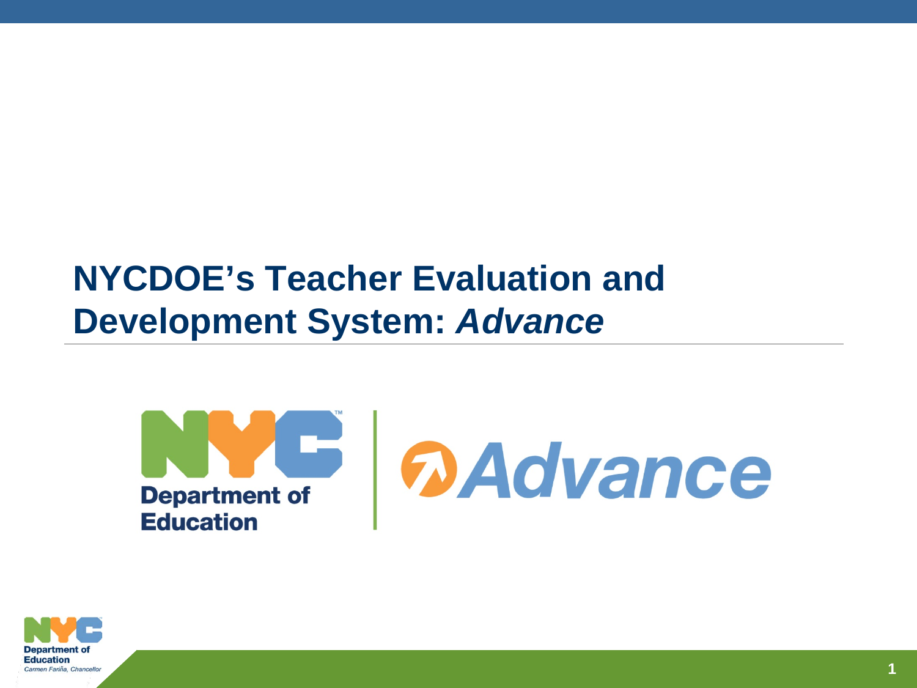# NYCDOE's Teacher Evaluation and Development System: *Advance*

NYC Department of Education | Advance

NYC Department of Education
*Carmen Fariña, Chancellor*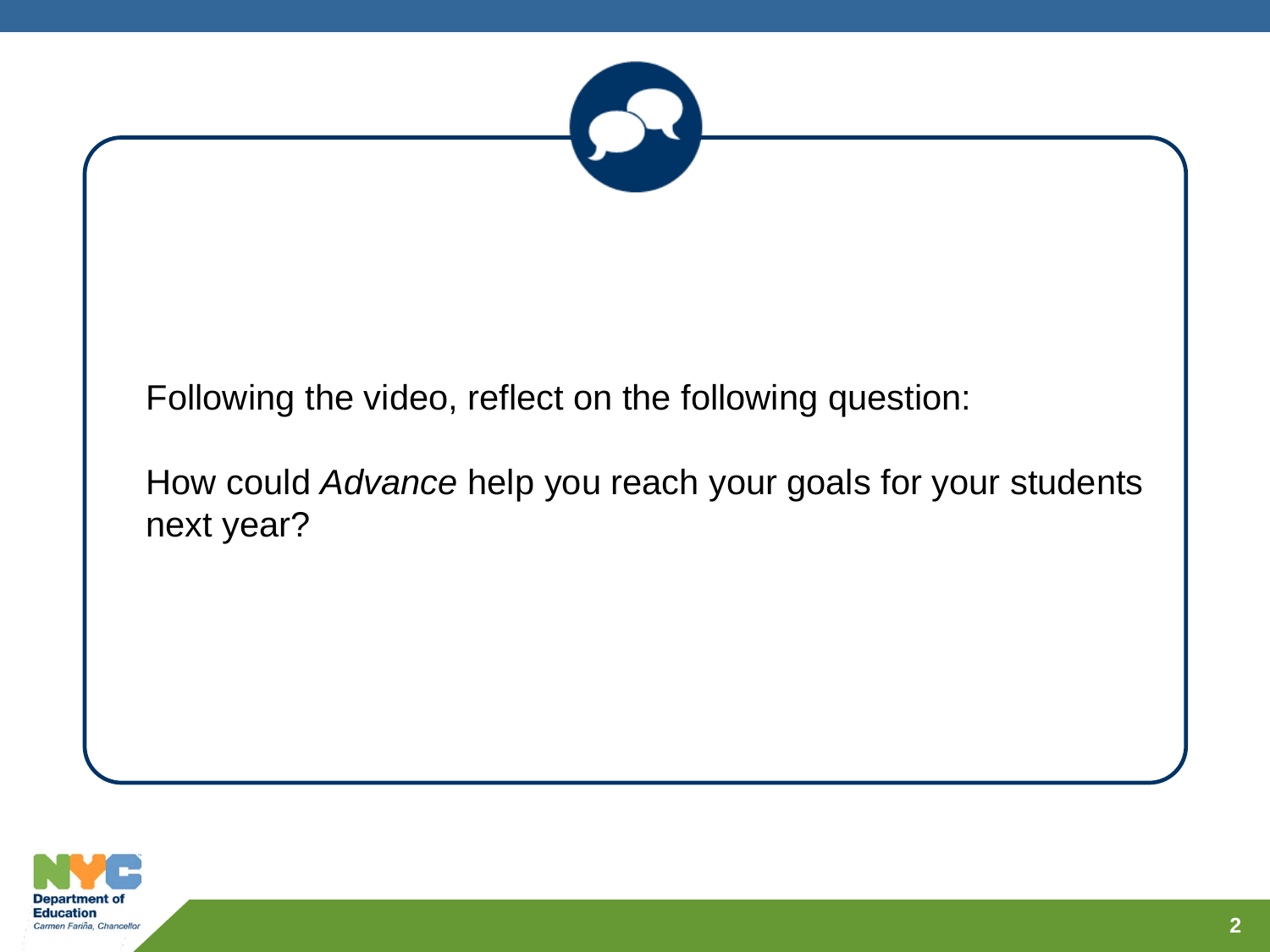Following the video, reflect on the following question:

How could *Advance* help you reach your goals for your students next year?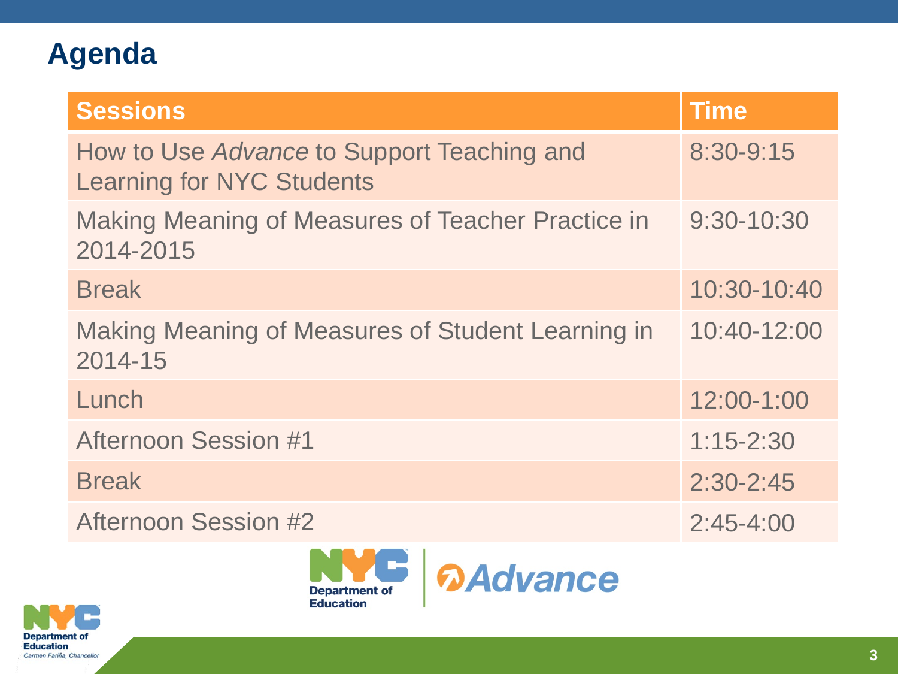# Agenda

| Sessions | Time |
| --- | --- |
| How to Use *Advance* to Support Teaching and Learning for NYC Students | 8:30-9:15 |
| Making Meaning of Measures of Teacher Practice in 2014-2015 | 9:30-10:30 |
| Break | 10:30-10:40 |
| Making Meaning of Measures of Student Learning in 2014-15 | 10:40-12:00 |
| Lunch | 12:00-1:00 |
| Afternoon Session #1 | 1:15-2:30 |
| Break | 2:30-2:45 |
| Afternoon Session #2 | 2:45-4:00 |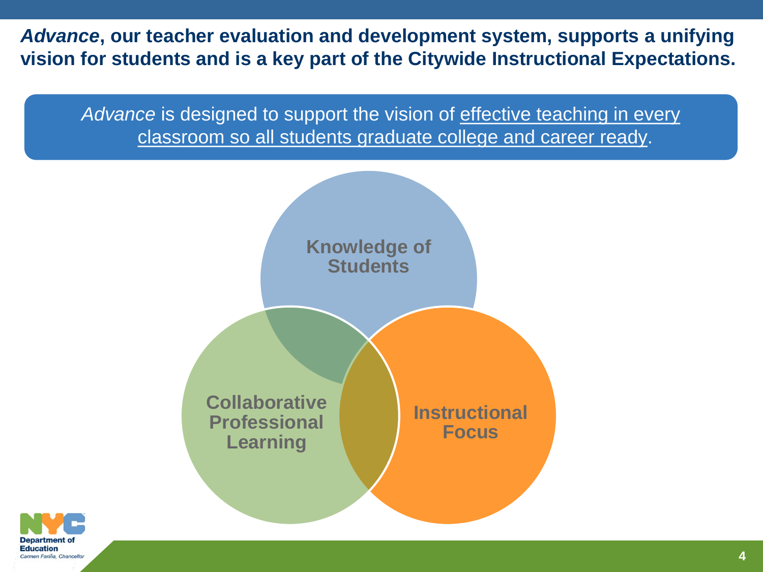***Advance*, our teacher evaluation and development system, supports a unifying vision for students and is a key part of the Citywide Instructional Expectations.**

*Advance* is designed to support the vision of effective teaching in every classroom so all students graduate college and career ready.

**Knowledge of Students**

**Collaborative Professional Learning**

**Instructional Focus**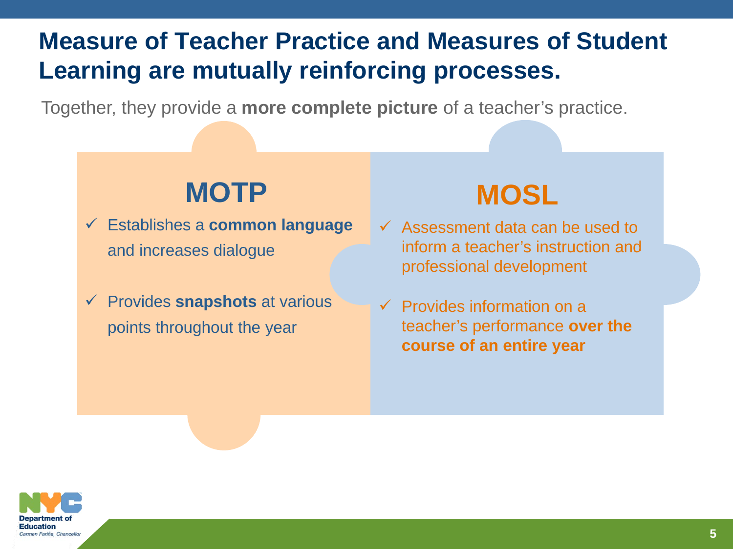# Measure of Teacher Practice and Measures of Student Learning are mutually reinforcing processes.

Together, they provide a **more complete picture** of a teacher's practice.

## MOTP

- ✓ Establishes a **common language** and increases dialogue
- ✓ Provides **snapshots** at various points throughout the year

## MOSL

- ✓ Assessment data can be used to inform a teacher's instruction and professional development
- ✓ Provides information on a teacher's performance **over the course of an entire year**

Department of Education
*Carmen Fariña, Chancellor*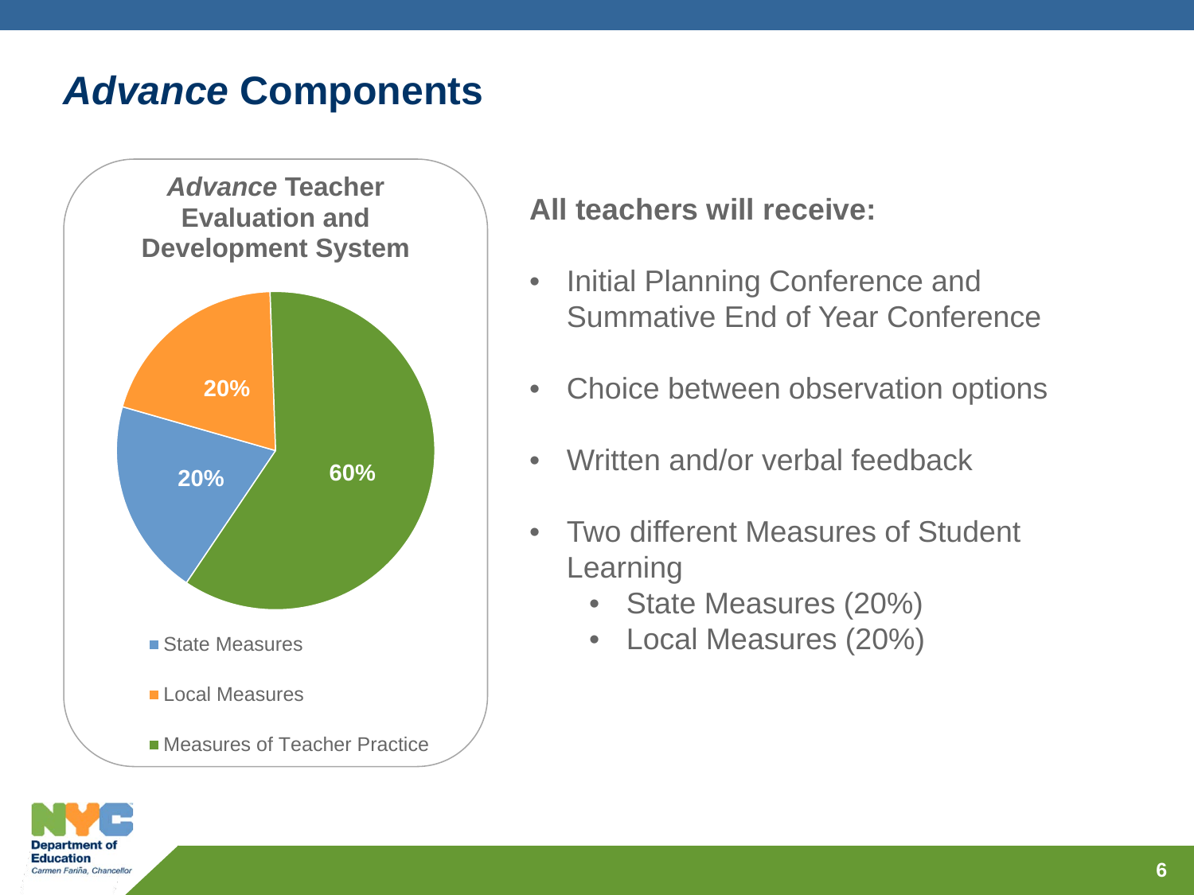# *Advance* Components

**_Advance_ Teacher Evaluation and Development System**

| Component | Percentage |
| --- | --- |
| State Measures | 20% |
| Local Measures | 20% |
| Measures of Teacher Practice | 60% |

**All teachers will receive:**

- Initial Planning Conference and Summative End of Year Conference
- Choice between observation options
- Written and/or verbal feedback
- Two different Measures of Student Learning
  - State Measures (20%)
  - Local Measures (20%)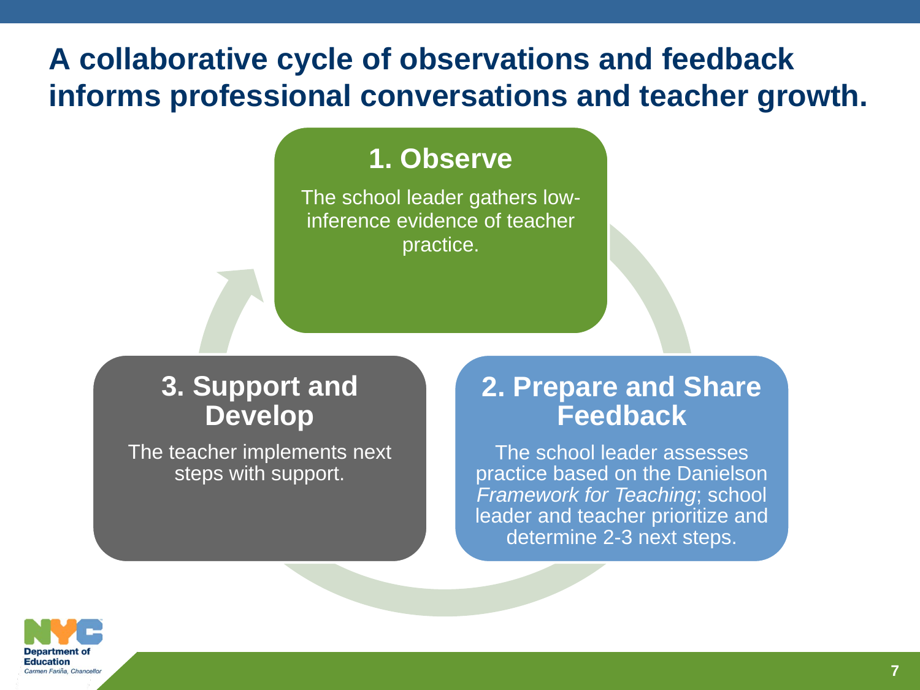# A collaborative cycle of observations and feedback informs professional conversations and teacher growth.

## 1. Observe

The school leader gathers low-inference evidence of teacher practice.

## 2. Prepare and Share Feedback

The school leader assesses practice based on the Danielson *Framework for Teaching*; school leader and teacher prioritize and determine 2-3 next steps.

## 3. Support and Develop

The teacher implements next steps with support.

NYC Department of Education
*Carmen Fariña, Chancellor*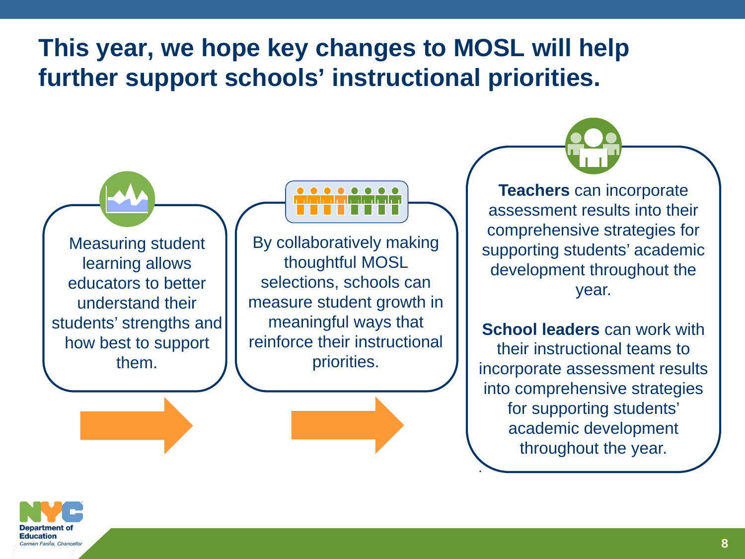# This year, we hope key changes to MOSL will help further support schools' instructional priorities.

Measuring student learning allows educators to better understand their students' strengths and how best to support them.

By collaboratively making thoughtful MOSL selections, schools can measure student growth in meaningful ways that reinforce their instructional priorities.

**Teachers** can incorporate assessment results into their comprehensive strategies for supporting students' academic development throughout the year.

**School leaders** can work with their instructional teams to incorporate assessment results into comprehensive strategies for supporting students' academic development throughout the year.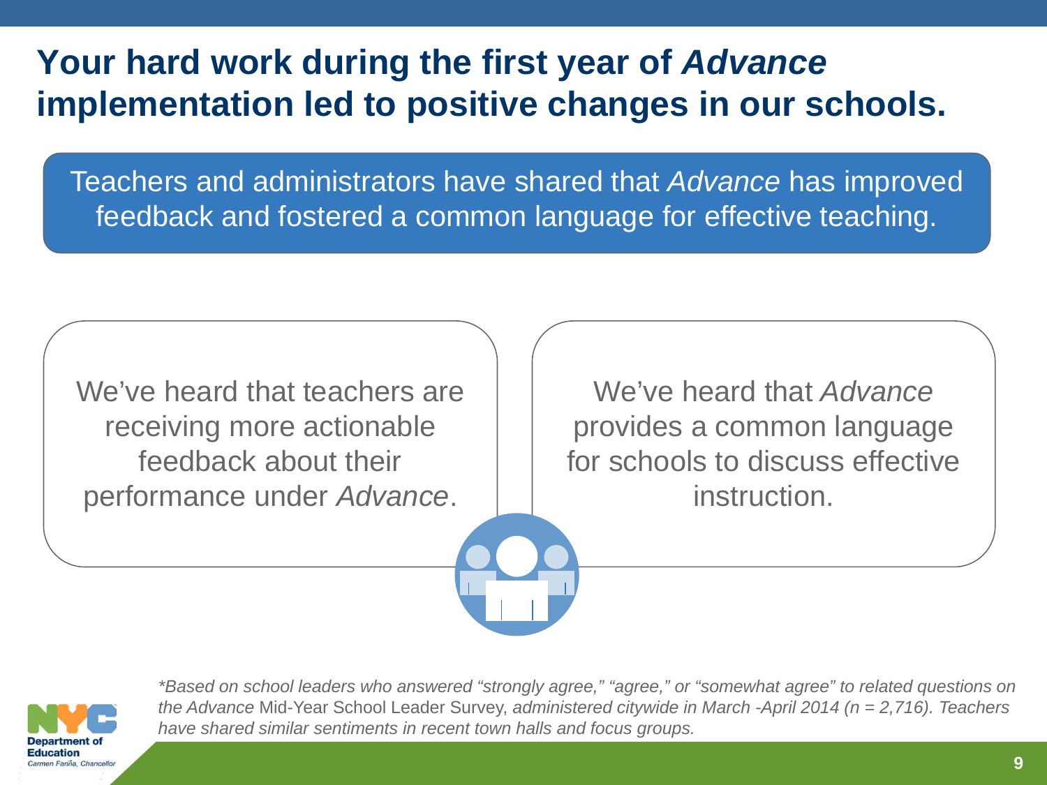# Your hard work during the first year of *Advance* implementation led to positive changes in our schools.

Teachers and administrators have shared that *Advance* has improved feedback and fostered a common language for effective teaching.

We've heard that teachers are receiving more actionable feedback about their performance under *Advance*.

We've heard that *Advance* provides a common language for schools to discuss effective instruction.

*\*Based on school leaders who answered "strongly agree," "agree," or "somewhat agree" to related questions on the Advance* Mid-Year School Leader Survey, *administered citywide in March -April 2014 (n = 2,716). Teachers have shared similar sentiments in recent town halls and focus groups.*

NYC Department of Education
Carmen Fariña, Chancellor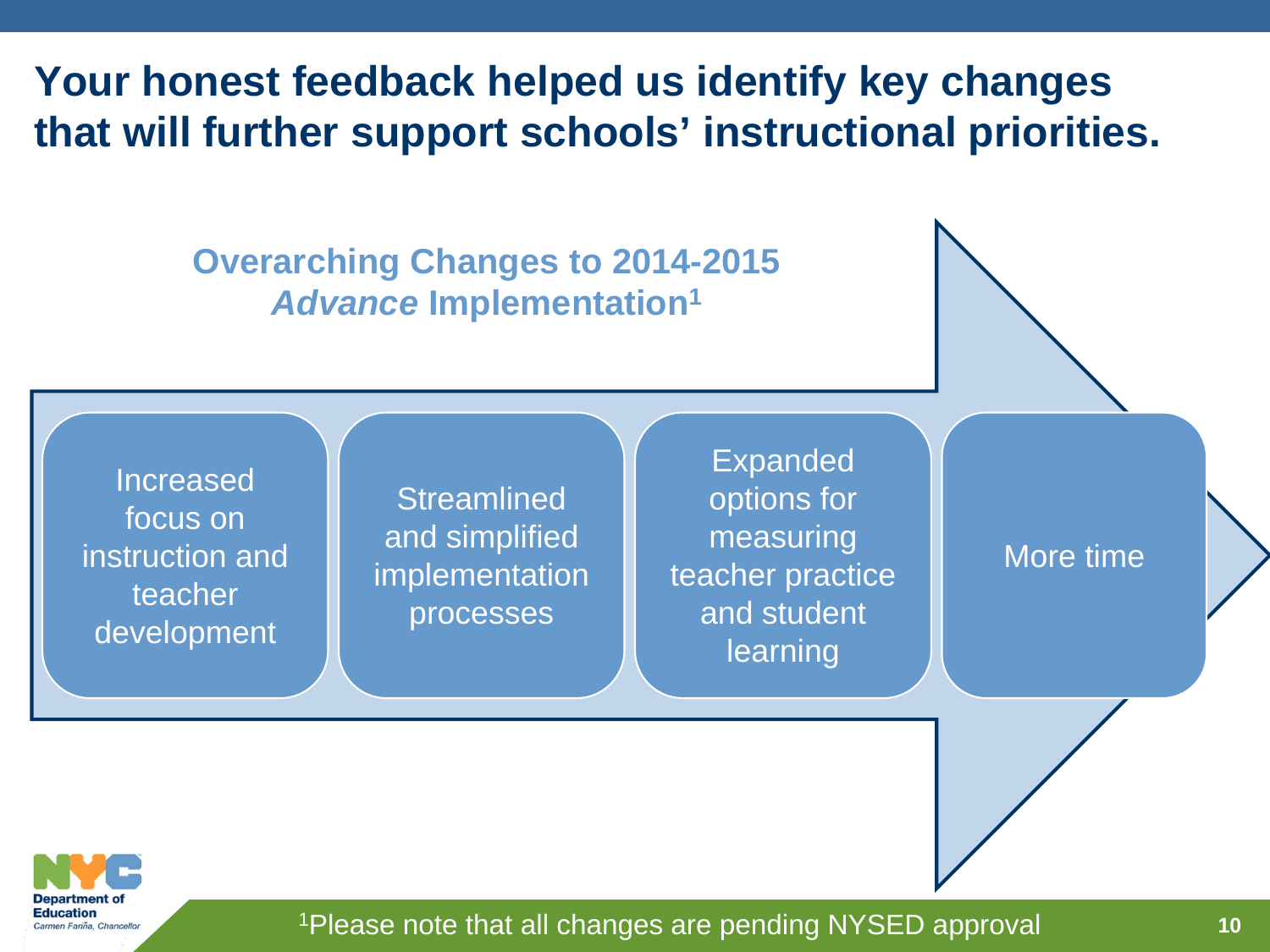# Your honest feedback helped us identify key changes that will further support schools' instructional priorities.

## Overarching Changes to 2014-2015 *Advance* Implementation[1]

- Increased focus on instruction and teacher development
- Streamlined and simplified implementation processes
- Expanded options for measuring teacher practice and student learning
- More time

[1]Please note that all changes are pending NYSED approval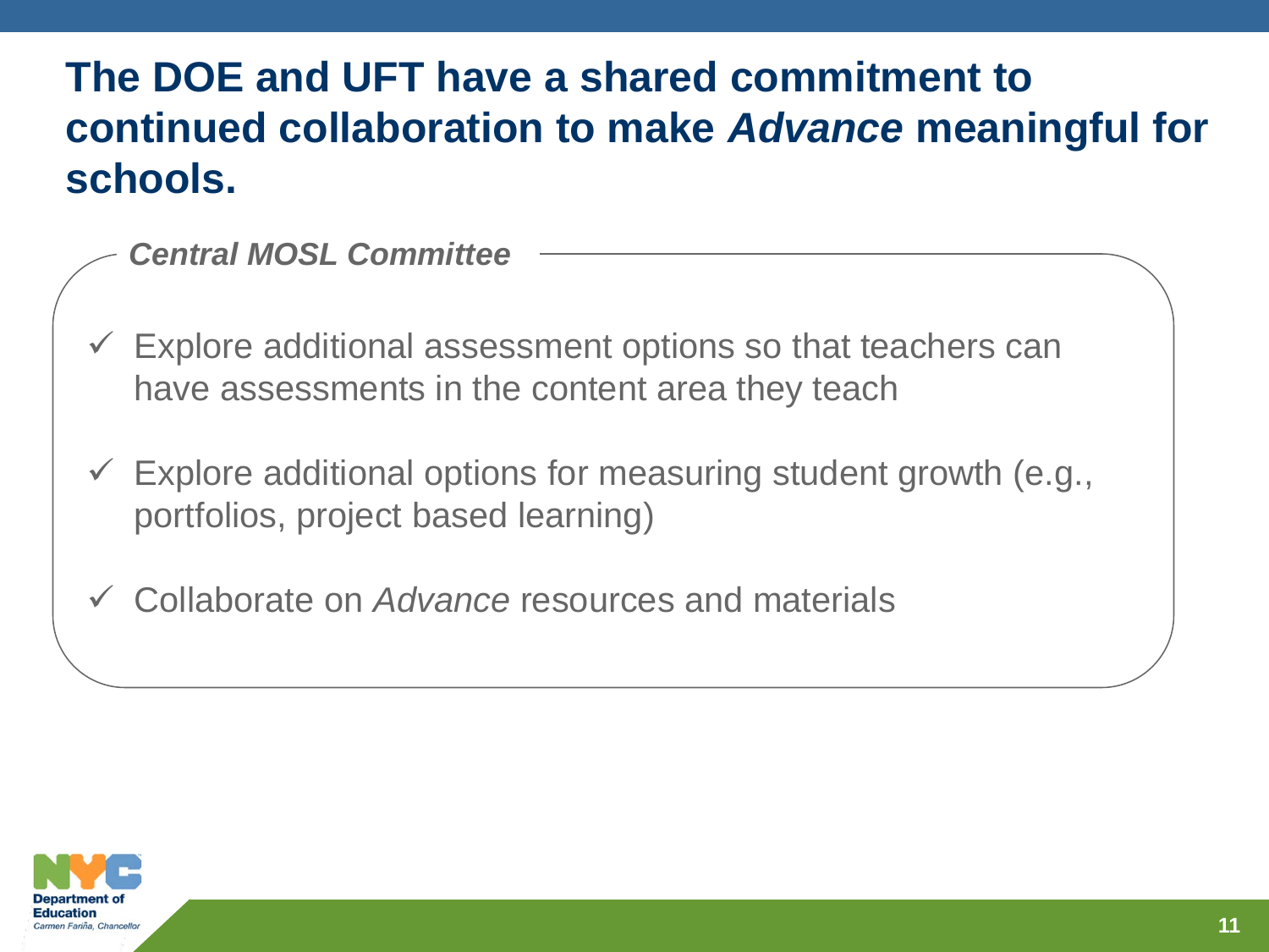# The DOE and UFT have a shared commitment to continued collaboration to make *Advance* meaningful for schools.

***Central MOSL Committee***

- ✓ Explore additional assessment options so that teachers can have assessments in the content area they teach
- ✓ Explore additional options for measuring student growth (e.g., portfolios, project based learning)
- ✓ Collaborate on *Advance* resources and materials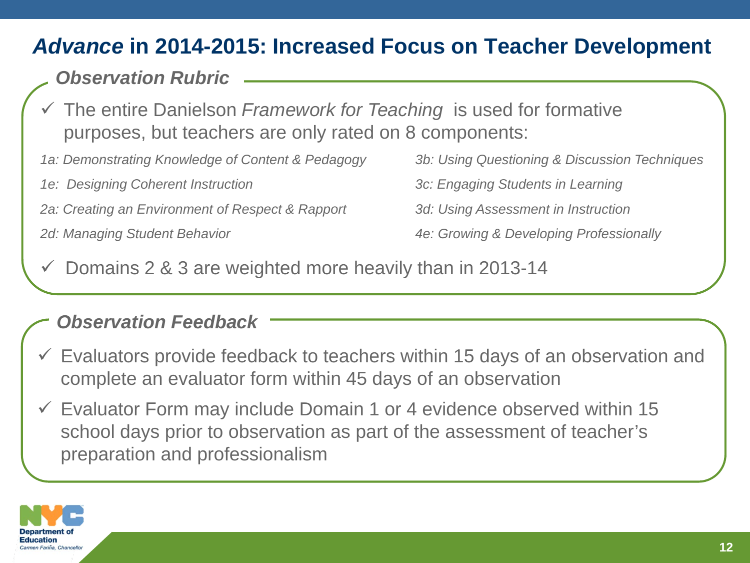# *Advance* in 2014-2015: Increased Focus on Teacher Development

## *Observation Rubric*

- ✓ The entire Danielson *Framework for Teaching* is used for formative purposes, but teachers are only rated on 8 components:

*1a: Demonstrating Knowledge of Content & Pedagogy*

*1e: Designing Coherent Instruction*

*2a: Creating an Environment of Respect & Rapport*

*2d: Managing Student Behavior*

*3b: Using Questioning & Discussion Techniques*

*3c: Engaging Students in Learning*

*3d: Using Assessment in Instruction*

*4e: Growing & Developing Professionally*

- ✓ Domains 2 & 3 are weighted more heavily than in 2013-14

## *Observation Feedback*

- ✓ Evaluators provide feedback to teachers within 15 days of an observation and complete an evaluator form within 45 days of an observation
- ✓ Evaluator Form may include Domain 1 or 4 evidence observed within 15 school days prior to observation as part of the assessment of teacher's preparation and professionalism

NYC Department of Education
*Carmen Fariña, Chancellor*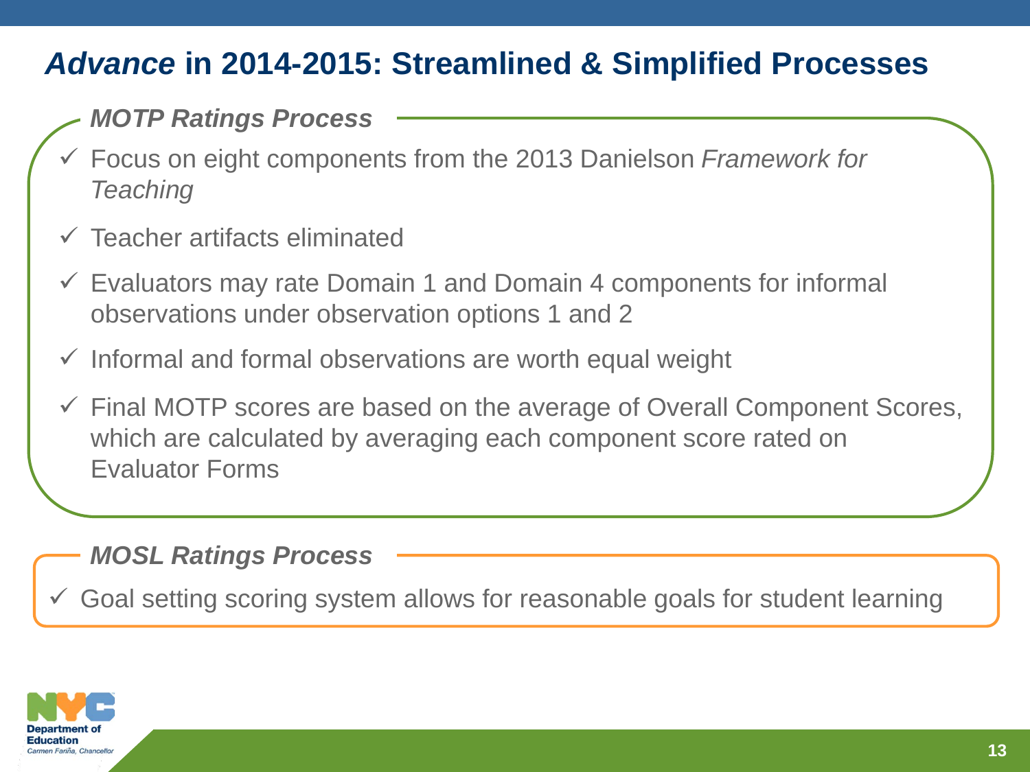# *Advance* in 2014-2015: Streamlined & Simplified Processes

### *MOTP Ratings Process*

- ✓ Focus on eight components from the 2013 Danielson *Framework for Teaching*
- ✓ Teacher artifacts eliminated
- ✓ Evaluators may rate Domain 1 and Domain 4 components for informal observations under observation options 1 and 2
- ✓ Informal and formal observations are worth equal weight
- ✓ Final MOTP scores are based on the average of Overall Component Scores, which are calculated by averaging each component score rated on Evaluator Forms

### *MOSL Ratings Process*

- ✓ Goal setting scoring system allows for reasonable goals for student learning

NYC Department of Education
*Carmen Fariña, Chancellor*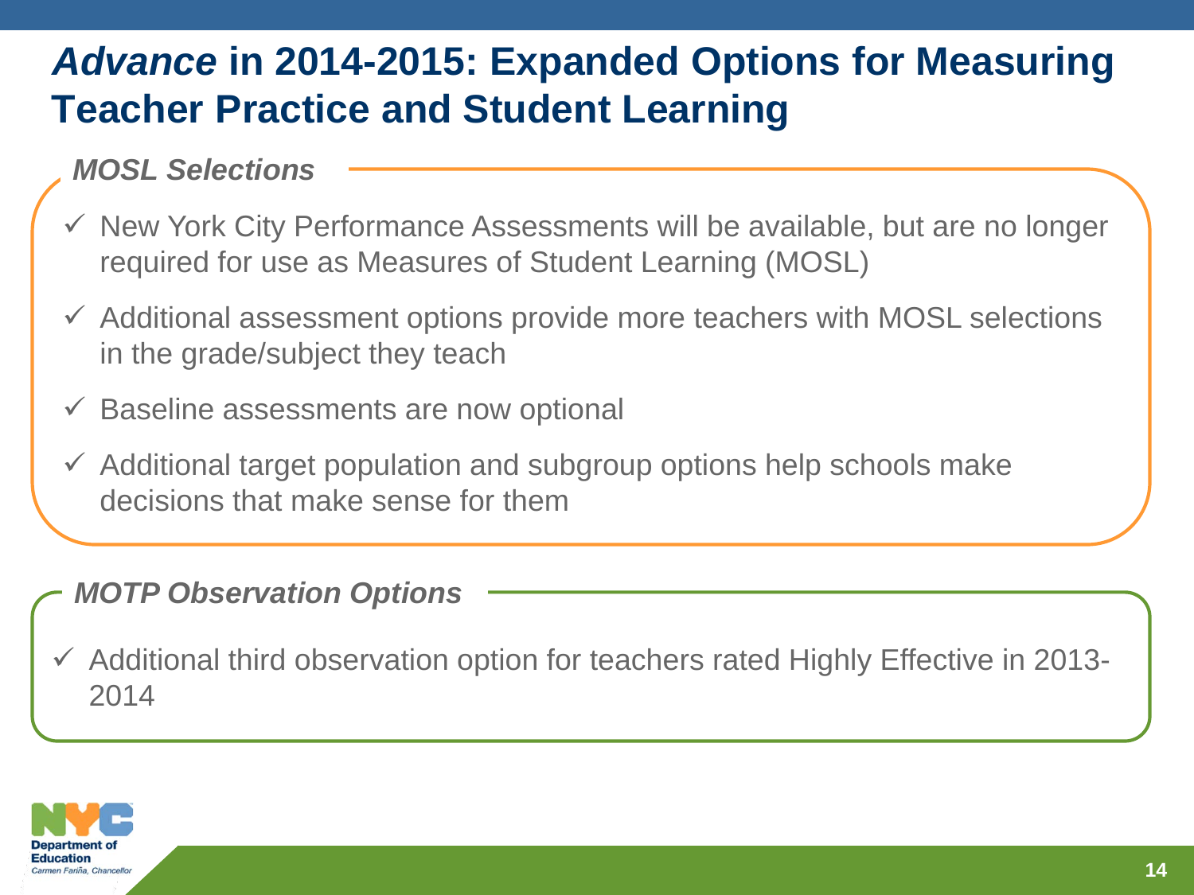# *Advance* in 2014-2015: Expanded Options for Measuring Teacher Practice and Student Learning

### *MOSL Selections*

- ✓ New York City Performance Assessments will be available, but are no longer required for use as Measures of Student Learning (MOSL)
- ✓ Additional assessment options provide more teachers with MOSL selections in the grade/subject they teach
- ✓ Baseline assessments are now optional
- ✓ Additional target population and subgroup options help schools make decisions that make sense for them

### *MOTP Observation Options*

- ✓ Additional third observation option for teachers rated Highly Effective in 2013-2014

NYC Department of Education
*Carmen Fariña, Chancellor*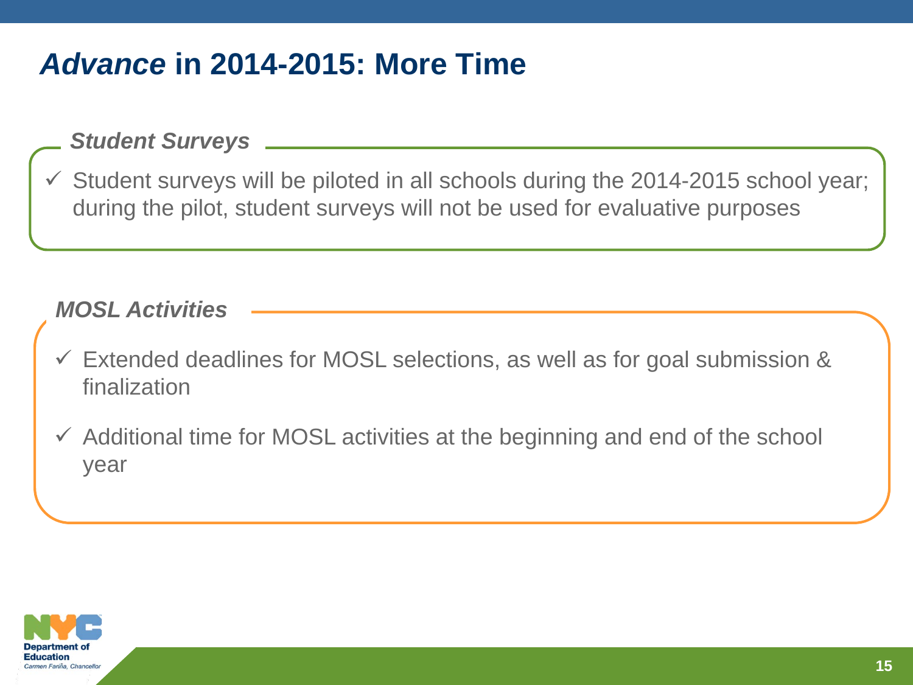# *Advance* in 2014-2015: More Time

### *Student Surveys*

- ✓ Student surveys will be piloted in all schools during the 2014-2015 school year; during the pilot, student surveys will not be used for evaluative purposes

### *MOSL Activities*

- ✓ Extended deadlines for MOSL selections, as well as for goal submission & finalization
- ✓ Additional time for MOSL activities at the beginning and end of the school year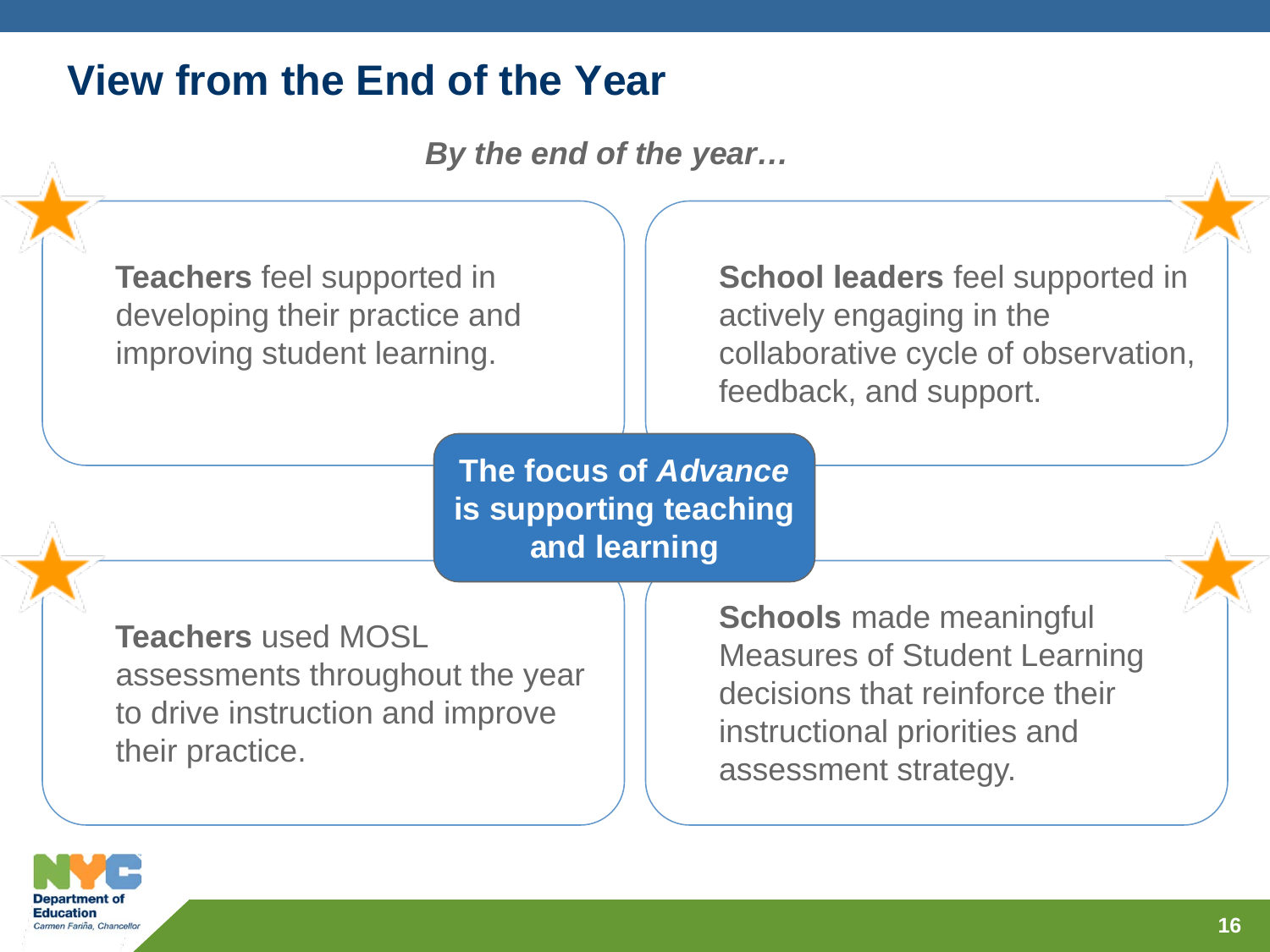# View from the End of the Year

***By the end of the year…***

**Teachers** feel supported in developing their practice and improving student learning.

**School leaders** feel supported in actively engaging in the collaborative cycle of observation, feedback, and support.

**The focus of *Advance* is supporting teaching and learning**

**Teachers** used MOSL assessments throughout the year to drive instruction and improve their practice.

**Schools** made meaningful Measures of Student Learning decisions that reinforce their instructional priorities and assessment strategy.

NYC Department of Education
*Carmen Fariña, Chancellor*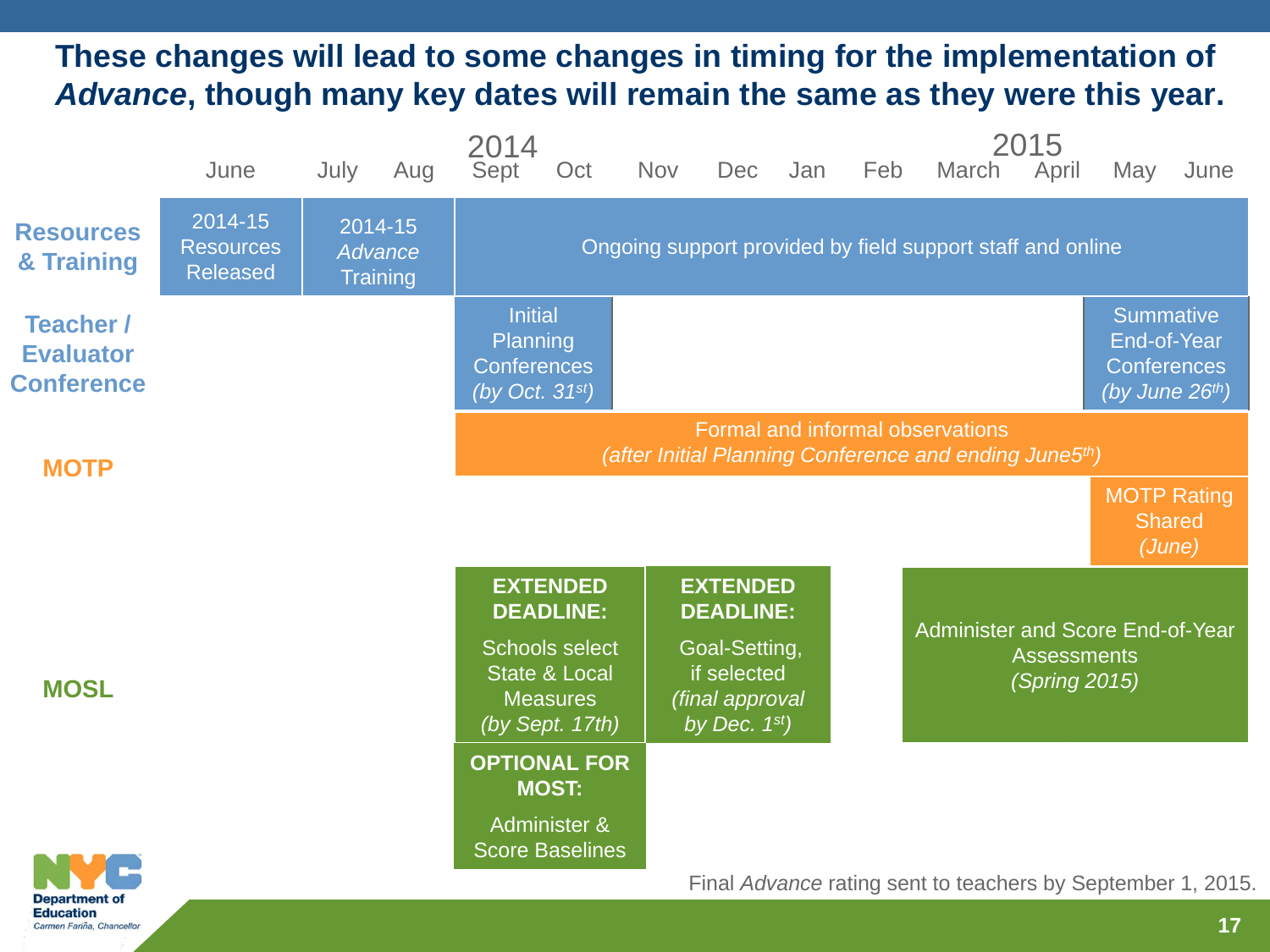# These changes will lead to some changes in timing for the implementation of *Advance*, though many key dates will remain the same as they were this year.

| | June (2014) | July | Aug | Sept (2014) | Oct | Nov | Dec | Jan | Feb | March (2015) | April | May | June |
|---|---|---|---|---|---|---|---|---|---|---|---|---|---|
| **Resources & Training** | 2014-15 Resources Released | 2014-15 *Advance* Training | | Ongoing support provided by field support staff and online | | | | | | | | | |
| **Teacher / Evaluator Conference** | | | | Initial Planning Conferences *(by Oct. 31st)* | | | | | | | | Summative End-of-Year Conferences *(by June 26th)* | |
| **MOTP** | | | | Formal and informal observations *(after Initial Planning Conference and ending June5th)* | | | | | | | | | |
| | | | | | | | | | | | | MOTP Rating Shared *(June)* | |
| **MOSL** | | | | **EXTENDED DEADLINE:** Schools select State & Local Measures *(by Sept. 17th)* | | **EXTENDED DEADLINE:** Goal-Setting, if selected *(final approval by Dec. 1st)* | | | | Administer and Score End-of-Year Assessments *(Spring 2015)* | | | |
| | | | | **OPTIONAL FOR MOST:** Administer & Score Baselines | | | | | | | | | |

Final *Advance* rating sent to teachers by September 1, 2015.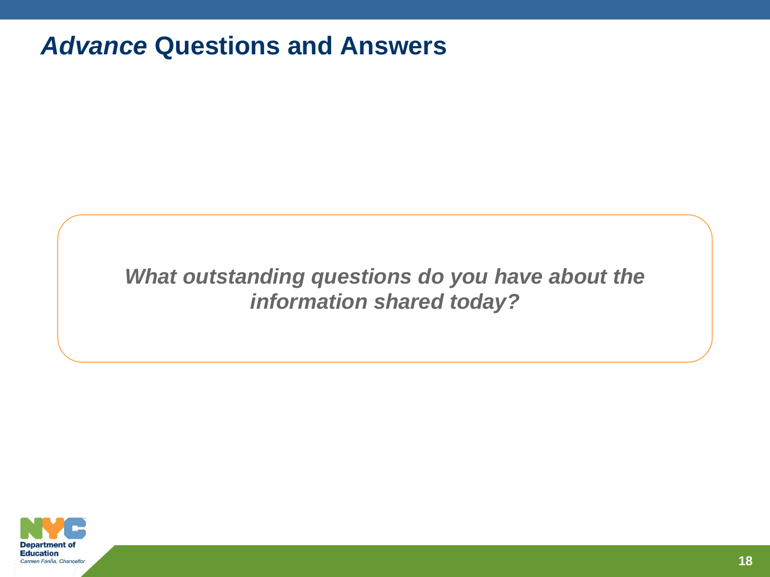# *Advance* Questions and Answers

***What outstanding questions do you have about the information shared today?***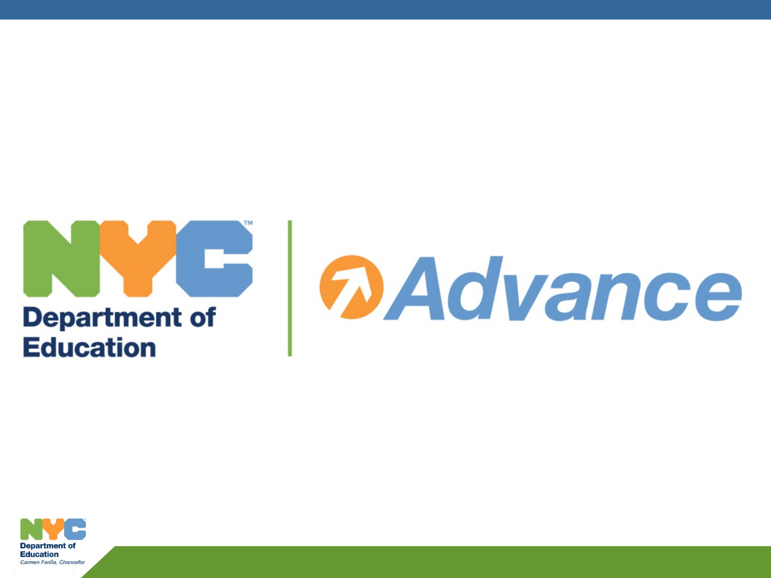NYC Department of Education

Advance